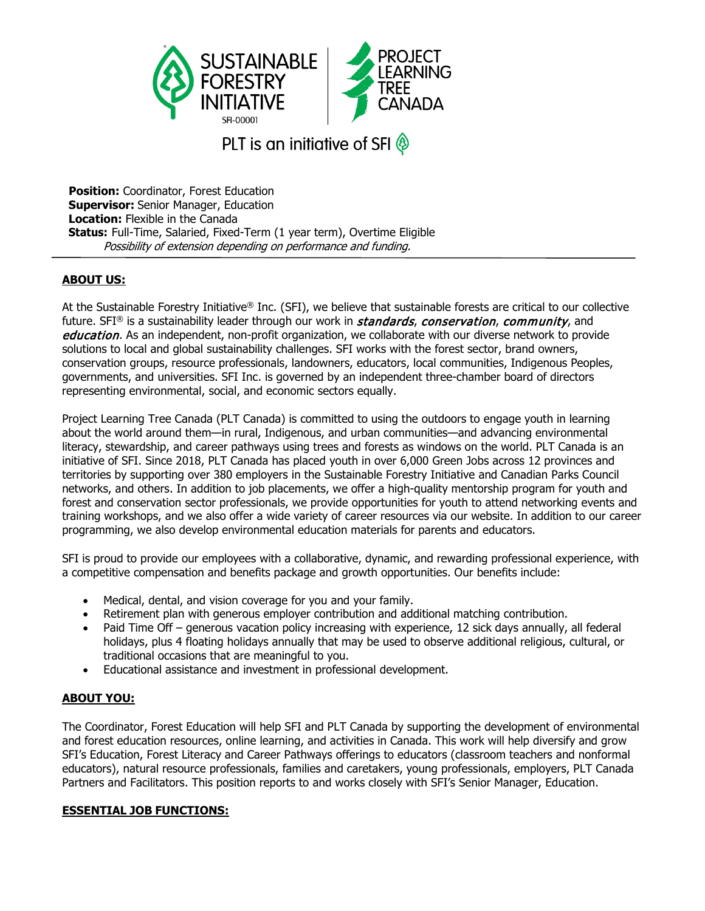SUSTAINABLE FORESTRY INITIATIVE | PROJECT LEARNING TREE CANADA

SFI-00001

PLT is an initiative of SFI

**Position:** Coordinator, Forest Education
**Supervisor:** Senior Manager, Education
**Location:** Flexible in the Canada
**Status:** Full-Time, Salaried, Fixed-Term (1 year term), Overtime Eligible
*Possibility of extension depending on performance and funding.*

---

## ABOUT US:

At the Sustainable Forestry Initiative® Inc. (SFI), we believe that sustainable forests are critical to our collective future. SFI® is a sustainability leader through our work in ***standards***, ***conservation***, ***community***, and ***education***. As an independent, non-profit organization, we collaborate with our diverse network to provide solutions to local and global sustainability challenges. SFI works with the forest sector, brand owners, conservation groups, resource professionals, landowners, educators, local communities, Indigenous Peoples, governments, and universities. SFI Inc. is governed by an independent three-chamber board of directors representing environmental, social, and economic sectors equally.

Project Learning Tree Canada (PLT Canada) is committed to using the outdoors to engage youth in learning about the world around them—in rural, Indigenous, and urban communities—and advancing environmental literacy, stewardship, and career pathways using trees and forests as windows on the world. PLT Canada is an initiative of SFI. Since 2018, PLT Canada has placed youth in over 6,000 Green Jobs across 12 provinces and territories by supporting over 380 employers in the Sustainable Forestry Initiative and Canadian Parks Council networks, and others. In addition to job placements, we offer a high-quality mentorship program for youth and forest and conservation sector professionals, we provide opportunities for youth to attend networking events and training workshops, and we also offer a wide variety of career resources via our website. In addition to our career programming, we also develop environmental education materials for parents and educators.

SFI is proud to provide our employees with a collaborative, dynamic, and rewarding professional experience, with a competitive compensation and benefits package and growth opportunities. Our benefits include:

- Medical, dental, and vision coverage for you and your family.
- Retirement plan with generous employer contribution and additional matching contribution.
- Paid Time Off – generous vacation policy increasing with experience, 12 sick days annually, all federal holidays, plus 4 floating holidays annually that may be used to observe additional religious, cultural, or traditional occasions that are meaningful to you.
- Educational assistance and investment in professional development.

## ABOUT YOU:

The Coordinator, Forest Education will help SFI and PLT Canada by supporting the development of environmental and forest education resources, online learning, and activities in Canada. This work will help diversify and grow SFI's Education, Forest Literacy and Career Pathways offerings to educators (classroom teachers and nonformal educators), natural resource professionals, families and caretakers, young professionals, employers, PLT Canada Partners and Facilitators. This position reports to and works closely with SFI's Senior Manager, Education.

## ESSENTIAL JOB FUNCTIONS: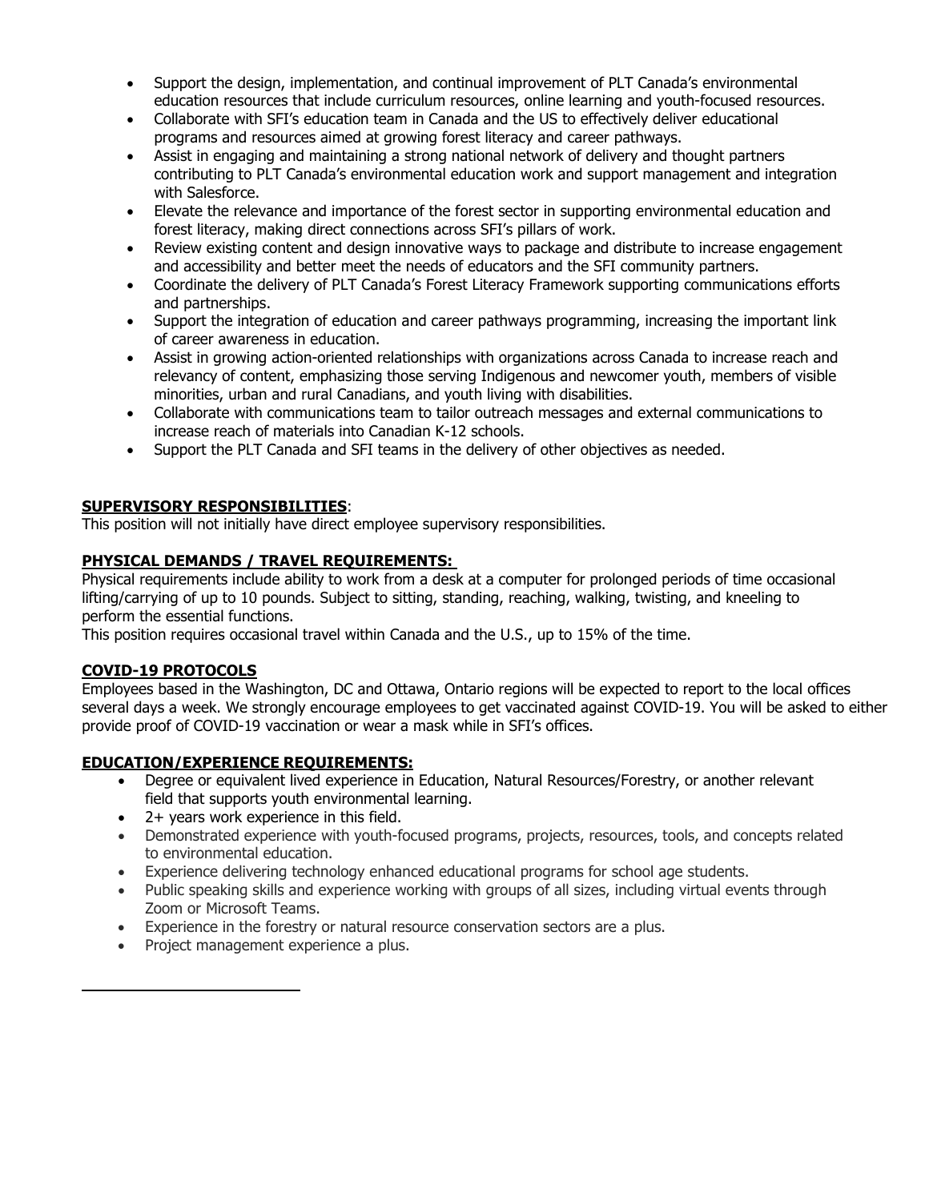- Support the design, implementation, and continual improvement of PLT Canada's environmental education resources that include curriculum resources, online learning and youth-focused resources.
- Collaborate with SFI's education team in Canada and the US to effectively deliver educational programs and resources aimed at growing forest literacy and career pathways.
- Assist in engaging and maintaining a strong national network of delivery and thought partners contributing to PLT Canada's environmental education work and support management and integration with Salesforce.
- Elevate the relevance and importance of the forest sector in supporting environmental education and forest literacy, making direct connections across SFI's pillars of work.
- Review existing content and design innovative ways to package and distribute to increase engagement and accessibility and better meet the needs of educators and the SFI community partners.
- Coordinate the delivery of PLT Canada's Forest Literacy Framework supporting communications efforts and partnerships.
- Support the integration of education and career pathways programming, increasing the important link of career awareness in education.
- Assist in growing action-oriented relationships with organizations across Canada to increase reach and relevancy of content, emphasizing those serving Indigenous and newcomer youth, members of visible minorities, urban and rural Canadians, and youth living with disabilities.
- Collaborate with communications team to tailor outreach messages and external communications to increase reach of materials into Canadian K-12 schools.
- Support the PLT Canada and SFI teams in the delivery of other objectives as needed.

**SUPERVISORY RESPONSIBILITIES**:

This position will not initially have direct employee supervisory responsibilities.

**PHYSICAL DEMANDS / TRAVEL REQUIREMENTS:**

Physical requirements include ability to work from a desk at a computer for prolonged periods of time occasional lifting/carrying of up to 10 pounds. Subject to sitting, standing, reaching, walking, twisting, and kneeling to perform the essential functions.

This position requires occasional travel within Canada and the U.S., up to 15% of the time.

**COVID-19 PROTOCOLS**

Employees based in the Washington, DC and Ottawa, Ontario regions will be expected to report to the local offices several days a week. We strongly encourage employees to get vaccinated against COVID-19. You will be asked to either provide proof of COVID-19 vaccination or wear a mask while in SFI's offices.

**EDUCATION/EXPERIENCE REQUIREMENTS:**

- Degree or equivalent lived experience in Education, Natural Resources/Forestry, or another relevant field that supports youth environmental learning.
- 2+ years work experience in this field.
- Demonstrated experience with youth-focused programs, projects, resources, tools, and concepts related to environmental education.
- Experience delivering technology enhanced educational programs for school age students.
- Public speaking skills and experience working with groups of all sizes, including virtual events through Zoom or Microsoft Teams.
- Experience in the forestry or natural resource conservation sectors are a plus.
- Project management experience a plus.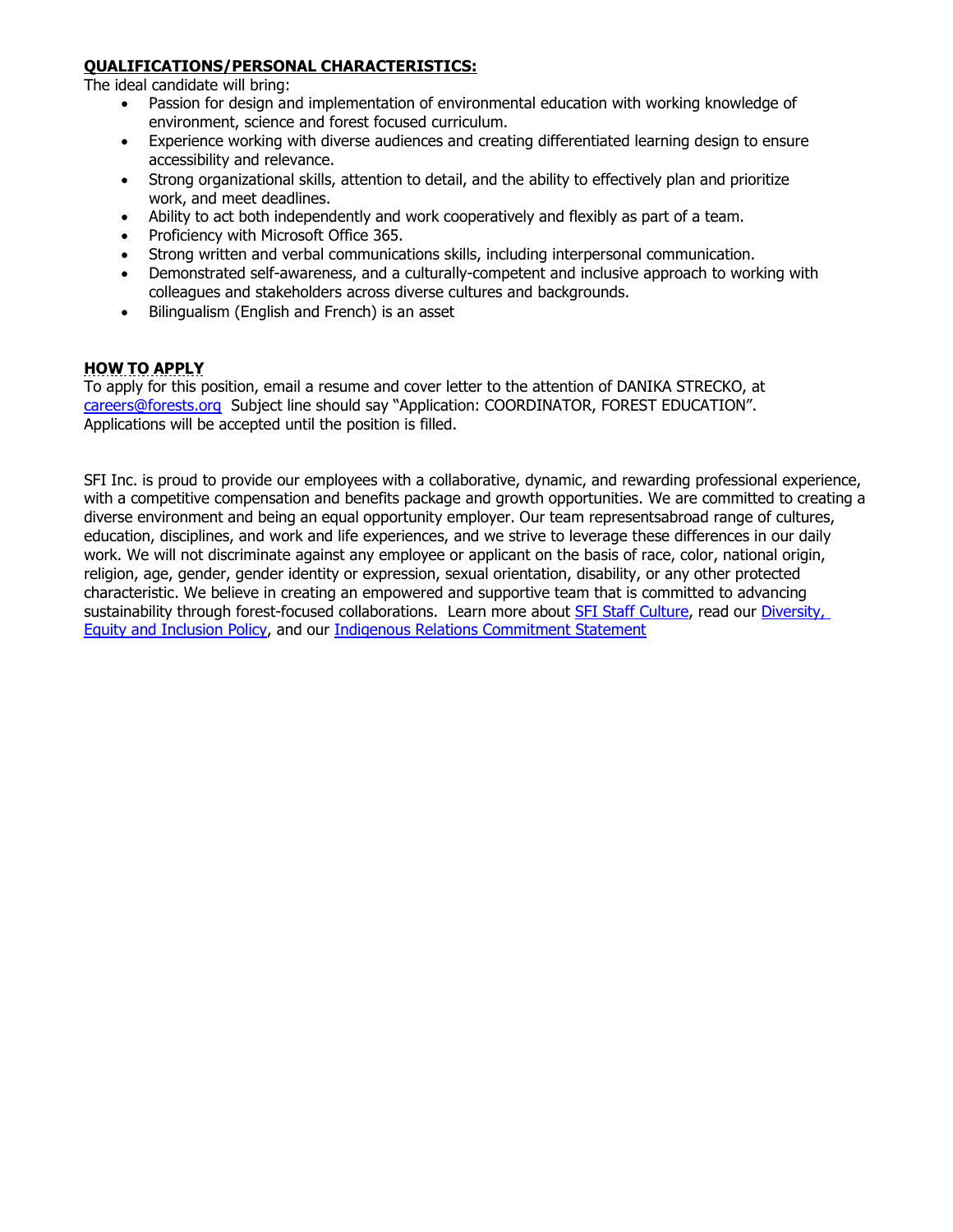**QUALIFICATIONS/PERSONAL CHARACTERISTICS:**

The ideal candidate will bring:

- Passion for design and implementation of environmental education with working knowledge of environment, science and forest focused curriculum.
- Experience working with diverse audiences and creating differentiated learning design to ensure accessibility and relevance.
- Strong organizational skills, attention to detail, and the ability to effectively plan and prioritize work, and meet deadlines.
- Ability to act both independently and work cooperatively and flexibly as part of a team.
- Proficiency with Microsoft Office 365.
- Strong written and verbal communications skills, including interpersonal communication.
- Demonstrated self-awareness, and a culturally-competent and inclusive approach to working with colleagues and stakeholders across diverse cultures and backgrounds.
- Bilingualism (English and French) is an asset

**HOW TO APPLY**

To apply for this position, email a resume and cover letter to the attention of DANIKA STRECKO, at careers@forests.org Subject line should say "Application: COORDINATOR, FOREST EDUCATION". Applications will be accepted until the position is filled.

SFI Inc. is proud to provide our employees with a collaborative, dynamic, and rewarding professional experience, with a competitive compensation and benefits package and growth opportunities. We are committed to creating a diverse environment and being an equal opportunity employer. Our team representsabroad range of cultures, education, disciplines, and work and life experiences, and we strive to leverage these differences in our daily work. We will not discriminate against any employee or applicant on the basis of race, color, national origin, religion, age, gender, gender identity or expression, sexual orientation, disability, or any other protected characteristic. We believe in creating an empowered and supportive team that is committed to advancing sustainability through forest-focused collaborations. Learn more about SFI Staff Culture, read our Diversity, Equity and Inclusion Policy, and our Indigenous Relations Commitment Statement